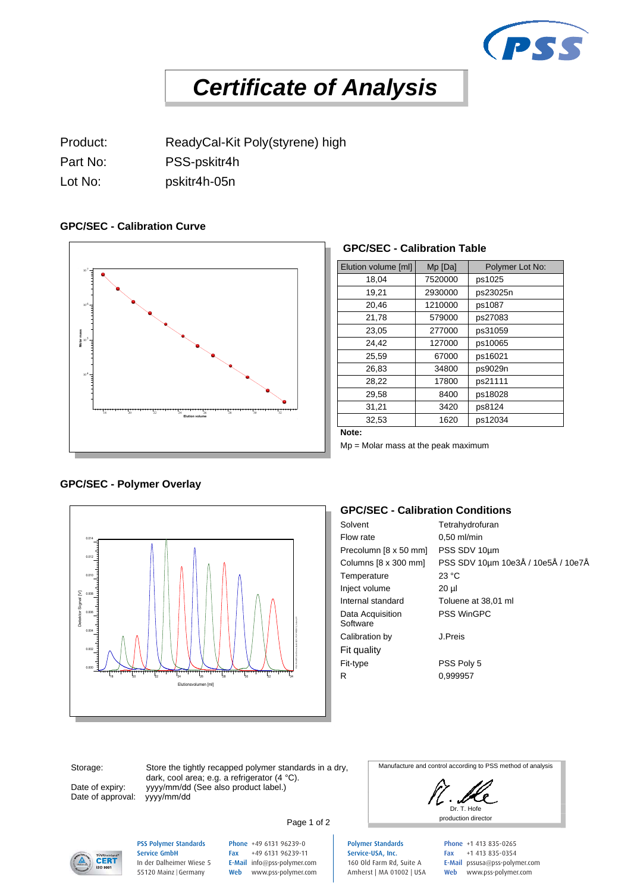# *Certificate of Analysis*

Product: ReadyCal-Kit Poly(styrene) high

Part No: PSS-pskitr4h

Lot No: pskitr4h-05n

## GPC/SEC - Calibration Curve

## GPC/SEC - Calibration Table

| Elution volume [ml] | Mp [Da] | Polymer Lot No: |
|---|---|---|
| 18,04 | 7520000 | ps1025 |
| 19,21 | 2930000 | ps23025n |
| 20,46 | 1210000 | ps1087 |
| 21,78 | 579000 | ps27083 |
| 23,05 | 277000 | ps31059 |
| 24,42 | 127000 | ps10065 |
| 25,59 | 67000 | ps16021 |
| 26,83 | 34800 | ps9029n |
| 28,22 | 17800 | ps21111 |
| 29,58 | 8400 | ps18028 |
| 31,21 | 3420 | ps8124 |
| 32,53 | 1620 | ps12034 |

**Note:**

Mp = Molar mass at the peak maximum

## GPC/SEC - Polymer Overlay

## GPC/SEC - Calibration Conditions

| | |
|---|---|
| Solvent | Tetrahydrofuran |
| Flow rate | 0,50 ml/min |
| Precolumn [8 x 50 mm] | PSS SDV 10µm |
| Columns [8 x 300 mm] | PSS SDV 10µm 10e3Å / 10e5Å / 10e7Å |
| Temperature | 23 °C |
| Inject volume | 20 µl |
| Internal standard | Toluene at 38,01 ml |
| Data Acquisition Software | PSS WinGPC |
| Calibration by | J.Preis |

Fit quality

| | |
|---|---|
| Fit-type | PSS Poly 5 |
| R | 0,999957 |

Storage: Store the tightly recapped polymer standards in a dry, dark, cool area; e.g. a refrigerator (4 °C).

Date of expiry: yyyy/mm/dd (See also product label.)

Date of approval: yyyy/mm/dd

Manufacture and control according to PSS method of analysis

Dr. T. Hofe
production director

**PSS Polymer Standards Service GmbH**
In der Dalheimer Wiese 5
55120 Mainz | Germany

Phone +49 6131 96239-0
Fax +49 6131 96239-11
E-Mail info@pss-polymer.com
Web www.pss-polymer.com

**Polymer Standards Service-USA, Inc.**
160 Old Farm Rd, Suite A
Amherst | MA 01002 | USA

Phone +1 413 835-0265
Fax +1 413 835-0354
E-Mail pssusa@pss-polymer.com
Web www.pss-polymer.com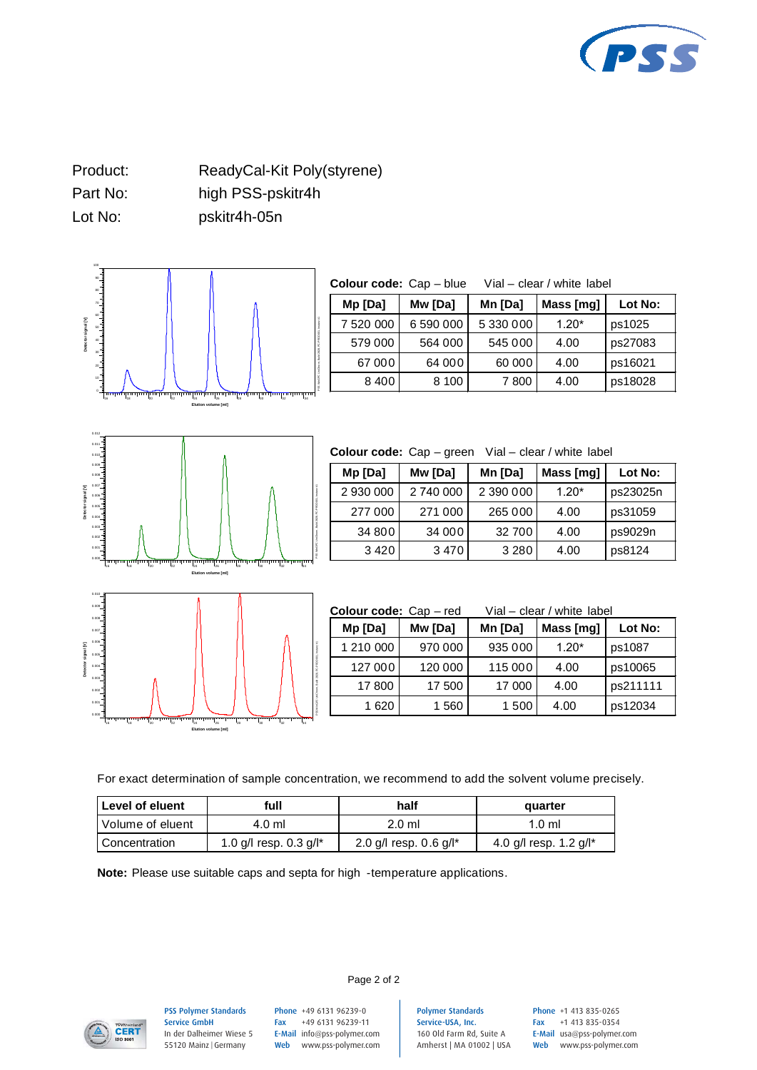Product: ReadyCal-Kit Poly(styrene)

Part No: high PSS-pskitr4h

Lot No: pskitr4h-05n

Detector signal [V]

Elution volume [ml]

**Colour code:** Cap – blue Vial – clear / white label

| Mp [Da] | Mw [Da] | Mn [Da] | Mass [mg] | Lot No: |
|---|---|---|---|---|
| 7 520 000 | 6 590 000 | 5 330 000 | 1.20* | ps1025 |
| 579 000 | 564 000 | 545 000 | 4.00 | ps27083 |
| 67 000 | 64 000 | 60 000 | 4.00 | ps16021 |
| 8 400 | 8 100 | 7 800 | 4.00 | ps18028 |

Detector signal [V]

Elution volume [ml]

**Colour code:** Cap – green Vial – clear / white label

| Mp [Da] | Mw [Da] | Mn [Da] | Mass [mg] | Lot No: |
|---|---|---|---|---|
| 2 930 000 | 2 740 000 | 2 390 000 | 1.20* | ps23025n |
| 277 000 | 271 000 | 265 000 | 4.00 | ps31059 |
| 34 800 | 34 000 | 32 700 | 4.00 | ps9029n |
| 3 420 | 3 470 | 3 280 | 4.00 | ps8124 |

Detector signal [V]

Elution volume [ml]

**Colour code:** Cap – red Vial – clear / white label

| Mp [Da] | Mw [Da] | Mn [Da] | Mass [mg] | Lot No: |
|---|---|---|---|---|
| 1 210 000 | 970 000 | 935 000 | 1.20* | ps1087 |
| 127 000 | 120 000 | 115 000 | 4.00 | ps10065 |
| 17 800 | 17 500 | 17 000 | 4.00 | ps211111 |
| 1 620 | 1 560 | 1 500 | 4.00 | ps12034 |

For exact determination of sample concentration, we recommend to add the solvent volume precisely.

| Level of eluent | full | half | quarter |
|---|---|---|---|
| Volume of eluent | 4.0 ml | 2.0 ml | 1.0 ml |
| Concentration | 1.0 g/l resp. 0.3 g/l* | 2.0 g/l resp. 0.6 g/l* | 4.0 g/l resp. 1.2 g/l* |

**Note:** Please use suitable caps and septa for high -temperature applications.

PSS Polymer Standards Service GmbH
In der Dalheimer Wiese 5
55120 Mainz | Germany

Phone +49 6131 96239-0
Fax +49 6131 96239-11
E-Mail info@pss-polymer.com
Web www.pss-polymer.com

Polymer Standards Service-USA, Inc.
160 Old Farm Rd, Suite A
Amherst | MA 01002 | USA

Phone +1 413 835-0265
Fax +1 413 835-0354
E-Mail usa@pss-polymer.com
Web www.pss-polymer.com